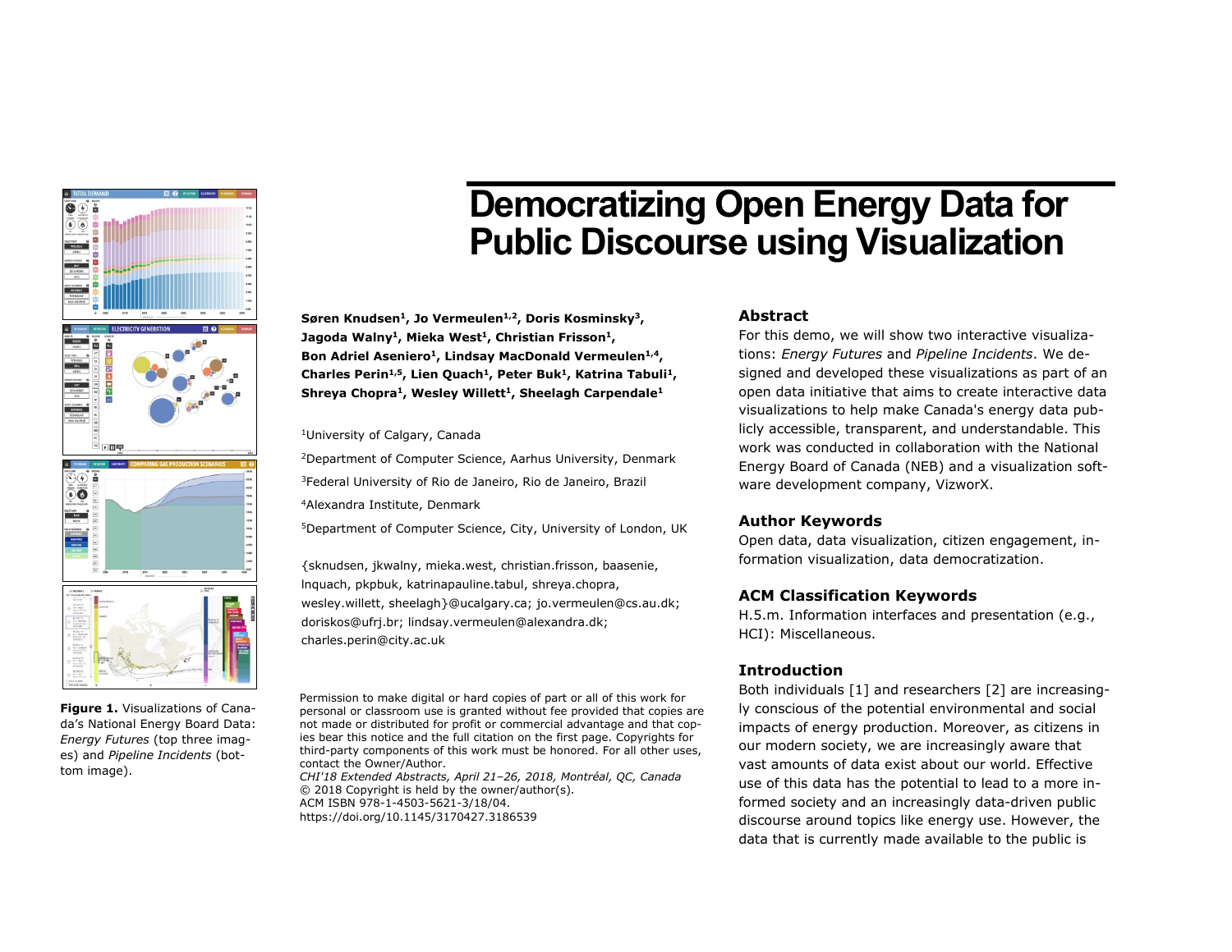# Democratizing Open Energy Data for Public Discourse using Visualization

**Søren Knudsen[1], Jo Vermeulen[1,2], Doris Kosminsky[3], Jagoda Walny[1], Mieka West[1], Christian Frisson[1], Bon Adriel Aseniero[1], Lindsay MacDonald Vermeulen[1,4], Charles Perin[1,5], Lien Quach[1], Peter Buk[1], Katrina Tabuli[1], Shreya Chopra[1], Wesley Willett[1], Sheelagh Carpendale[1]**

[1]University of Calgary, Canada

[2]Department of Computer Science, Aarhus University, Denmark

[3]Federal University of Rio de Janeiro, Rio de Janeiro, Brazil

[4]Alexandra Institute, Denmark

[5]Department of Computer Science, City, University of London, UK

{sknudsen, jkwalny, mieka.west, christian.frisson, baasenie, lnquach, pkpbuk, katrinapauline.tabul, shreya.chopra, wesley.willett, sheelagh}@ucalgary.ca; jo.vermeulen@cs.au.dk; doriskos@ufrj.br; lindsay.vermeulen@alexandra.dk; charles.perin@city.ac.uk

Permission to make digital or hard copies of part or all of this work for personal or classroom use is granted without fee provided that copies are not made or distributed for profit or commercial advantage and that copies bear this notice and the full citation on the first page. Copyrights for third-party components of this work must be honored. For all other uses, contact the Owner/Author.
*CHI'18 Extended Abstracts, April 21–26, 2018, Montréal, QC, Canada*
© 2018 Copyright is held by the owner/author(s).
ACM ISBN 978-1-4503-5621-3/18/04.
https://doi.org/10.1145/3170427.3186539

**Figure 1.** Visualizations of Canada's National Energy Board Data: *Energy Futures* (top three images) and *Pipeline Incidents* (bottom image).

## Abstract

For this demo, we will show two interactive visualizations: *Energy Futures* and *Pipeline Incidents*. We designed and developed these visualizations as part of an open data initiative that aims to create interactive data visualizations to help make Canada's energy data publicly accessible, transparent, and understandable. This work was conducted in collaboration with the National Energy Board of Canada (NEB) and a visualization software development company, VizworX.

## Author Keywords

Open data, data visualization, citizen engagement, information visualization, data democratization.

## ACM Classification Keywords

H.5.m. Information interfaces and presentation (e.g., HCI): Miscellaneous.

## Introduction

Both individuals [1] and researchers [2] are increasingly conscious of the potential environmental and social impacts of energy production. Moreover, as citizens in our modern society, we are increasingly aware that vast amounts of data exist about our world. Effective use of this data has the potential to lead to a more informed society and an increasingly data-driven public discourse around topics like energy use. However, the data that is currently made available to the public is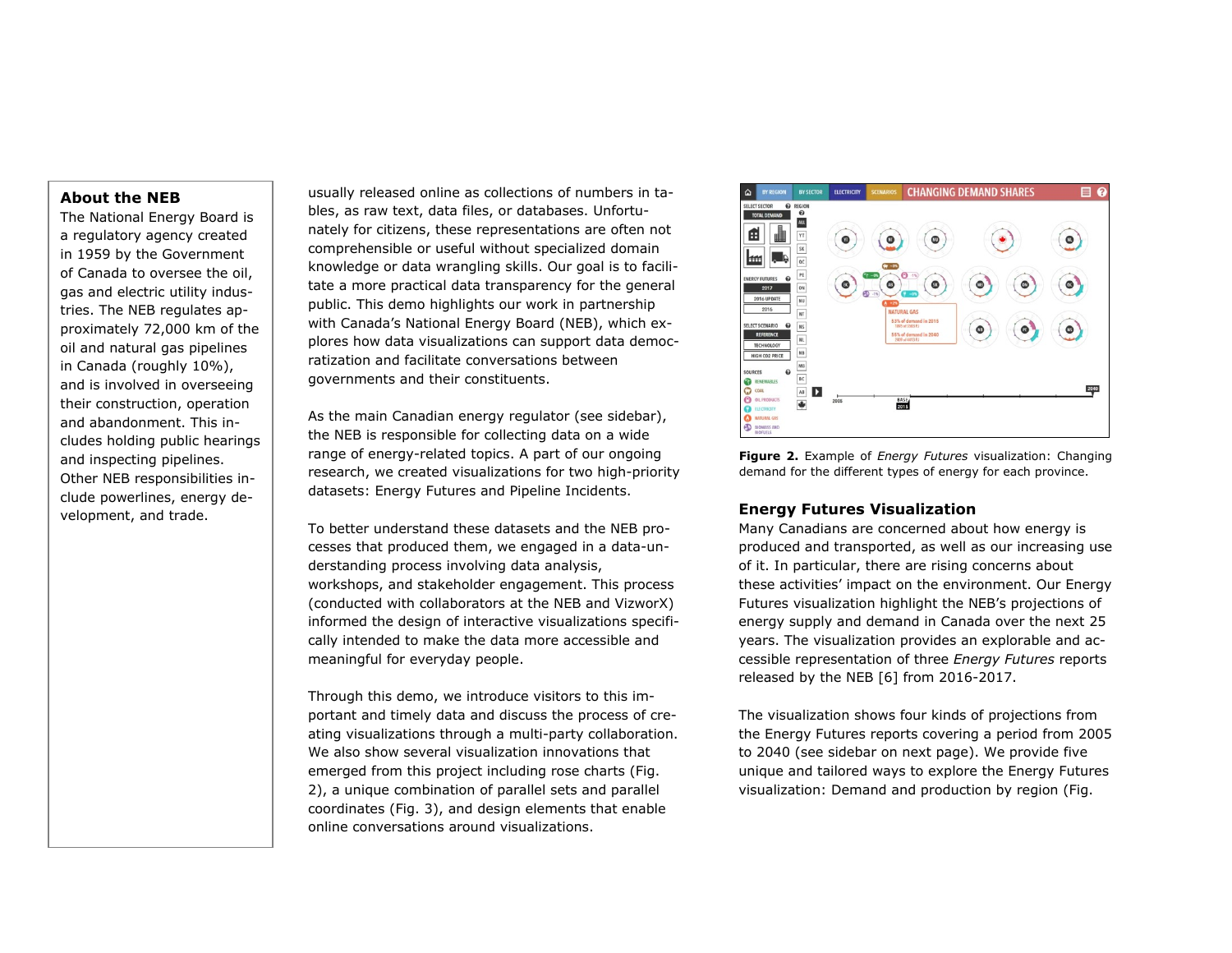## About the NEB

The National Energy Board is a regulatory agency created in 1959 by the Government of Canada to oversee the oil, gas and electric utility industries. The NEB regulates approximately 72,000 km of the oil and natural gas pipelines in Canada (roughly 10%), and is involved in overseeing their construction, operation and abandonment. This includes holding public hearings and inspecting pipelines. Other NEB responsibilities include powerlines, energy development, and trade.

usually released online as collections of numbers in tables, as raw text, data files, or databases. Unfortunately for citizens, these representations are often not comprehensible or useful without specialized domain knowledge or data wrangling skills. Our goal is to facilitate a more practical data transparency for the general public. This demo highlights our work in partnership with Canada's National Energy Board (NEB), which explores how data visualizations can support data democratization and facilitate conversations between governments and their constituents.

As the main Canadian energy regulator (see sidebar), the NEB is responsible for collecting data on a wide range of energy-related topics. A part of our ongoing research, we created visualizations for two high-priority datasets: Energy Futures and Pipeline Incidents.

To better understand these datasets and the NEB processes that produced them, we engaged in a data-understanding process involving data analysis, workshops, and stakeholder engagement. This process (conducted with collaborators at the NEB and VizworX) informed the design of interactive visualizations specifically intended to make the data more accessible and meaningful for everyday people.

Through this demo, we introduce visitors to this important and timely data and discuss the process of creating visualizations through a multi-party collaboration. We also show several visualization innovations that emerged from this project including rose charts (Fig. 2), a unique combination of parallel sets and parallel coordinates (Fig. 3), and design elements that enable online conversations around visualizations.

**Figure 2.** Example of *Energy Futures* visualization: Changing demand for the different types of energy for each province.

## Energy Futures Visualization

Many Canadians are concerned about how energy is produced and transported, as well as our increasing use of it. In particular, there are rising concerns about these activities' impact on the environment. Our Energy Futures visualization highlight the NEB's projections of energy supply and demand in Canada over the next 25 years. The visualization provides an explorable and accessible representation of three *Energy Futures* reports released by the NEB [6] from 2016-2017.

The visualization shows four kinds of projections from the Energy Futures reports covering a period from 2005 to 2040 (see sidebar on next page). We provide five unique and tailored ways to explore the Energy Futures visualization: Demand and production by region (Fig.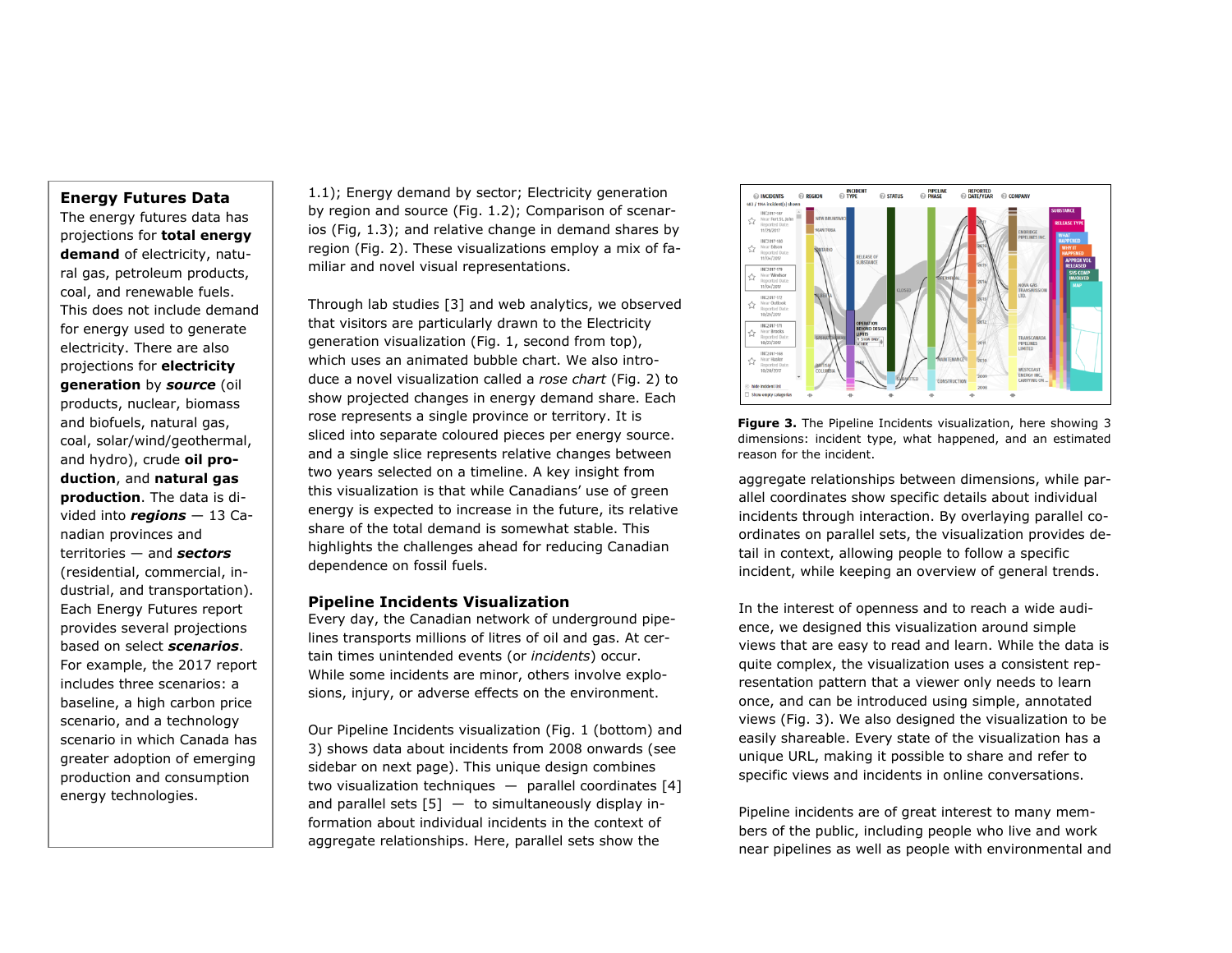## Energy Futures Data

The energy futures data has projections for **total energy demand** of electricity, natural gas, petroleum products, coal, and renewable fuels. This does not include demand for energy used to generate electricity. There are also projections for **electricity generation** by ***source*** (oil products, nuclear, biomass and biofuels, natural gas, coal, solar/wind/geothermal, and hydro), crude **oil production**, and **natural gas production**. The data is divided into ***regions*** — 13 Canadian provinces and territories — and ***sectors*** (residential, commercial, industrial, and transportation). Each Energy Futures report provides several projections based on select ***scenarios***. For example, the 2017 report includes three scenarios: a baseline, a high carbon price scenario, and a technology scenario in which Canada has greater adoption of emerging production and consumption energy technologies.

1.1); Energy demand by sector; Electricity generation by region and source (Fig. 1.2); Comparison of scenarios (Fig, 1.3); and relative change in demand shares by region (Fig. 2). These visualizations employ a mix of familiar and novel visual representations.

Through lab studies [3] and web analytics, we observed that visitors are particularly drawn to the Electricity generation visualization (Fig. 1, second from top), which uses an animated bubble chart. We also introduce a novel visualization called a *rose chart* (Fig. 2) to show projected changes in energy demand share. Each rose represents a single province or territory. It is sliced into separate coloured pieces per energy source. and a single slice represents relative changes between two years selected on a timeline. A key insight from this visualization is that while Canadians' use of green energy is expected to increase in the future, its relative share of the total demand is somewhat stable. This highlights the challenges ahead for reducing Canadian dependence on fossil fuels.

## Pipeline Incidents Visualization

Every day, the Canadian network of underground pipelines transports millions of litres of oil and gas. At certain times unintended events (or *incidents*) occur. While some incidents are minor, others involve explosions, injury, or adverse effects on the environment.

Our Pipeline Incidents visualization (Fig. 1 (bottom) and 3) shows data about incidents from 2008 onwards (see sidebar on next page). This unique design combines two visualization techniques — parallel coordinates [4] and parallel sets [5] — to simultaneously display information about individual incidents in the context of aggregate relationships. Here, parallel sets show the

**Figure 3.** The Pipeline Incidents visualization, here showing 3 dimensions: incident type, what happened, and an estimated reason for the incident.

aggregate relationships between dimensions, while parallel coordinates show specific details about individual incidents through interaction. By overlaying parallel coordinates on parallel sets, the visualization provides detail in context, allowing people to follow a specific incident, while keeping an overview of general trends.

In the interest of openness and to reach a wide audience, we designed this visualization around simple views that are easy to read and learn. While the data is quite complex, the visualization uses a consistent representation pattern that a viewer only needs to learn once, and can be introduced using simple, annotated views (Fig. 3). We also designed the visualization to be easily shareable. Every state of the visualization has a unique URL, making it possible to share and refer to specific views and incidents in online conversations.

Pipeline incidents are of great interest to many members of the public, including people who live and work near pipelines as well as people with environmental and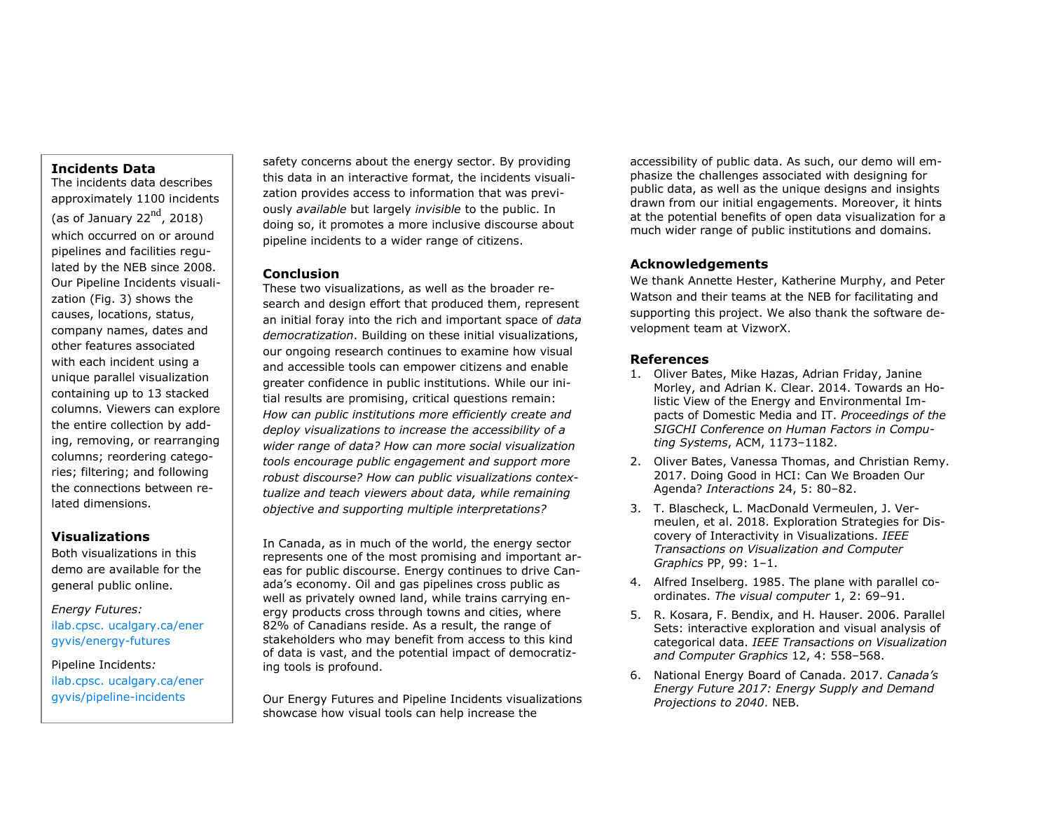## Incidents Data

The incidents data describes approximately 1100 incidents (as of January 22nd, 2018) which occurred on or around pipelines and facilities regulated by the NEB since 2008. Our Pipeline Incidents visualization (Fig. 3) shows the causes, locations, status, company names, dates and other features associated with each incident using a unique parallel visualization containing up to 13 stacked columns. Viewers can explore the entire collection by adding, removing, or rearranging columns; reordering categories; filtering; and following the connections between related dimensions.

## Visualizations

Both visualizations in this demo are available for the general public online.

*Energy Futures:*
ilab.cpsc. ucalgary.ca/energyvis/energy-futures

Pipeline Incidents*:*
ilab.cpsc. ucalgary.ca/energyvis/pipeline-incidents

safety concerns about the energy sector. By providing this data in an interactive format, the incidents visualization provides access to information that was previously *available* but largely *invisible* to the public. In doing so, it promotes a more inclusive discourse about pipeline incidents to a wider range of citizens.

## Conclusion

These two visualizations, as well as the broader research and design effort that produced them, represent an initial foray into the rich and important space of *data democratization*. Building on these initial visualizations, our ongoing research continues to examine how visual and accessible tools can empower citizens and enable greater confidence in public institutions. While our initial results are promising, critical questions remain: *How can public institutions more efficiently create and deploy visualizations to increase the accessibility of a wider range of data? How can more social visualization tools encourage public engagement and support more robust discourse? How can public visualizations contextualize and teach viewers about data, while remaining objective and supporting multiple interpretations?*

In Canada, as in much of the world, the energy sector represents one of the most promising and important areas for public discourse. Energy continues to drive Canada's economy. Oil and gas pipelines cross public as well as privately owned land, while trains carrying energy products cross through towns and cities, where 82% of Canadians reside. As a result, the range of stakeholders who may benefit from access to this kind of data is vast, and the potential impact of democratizing tools is profound.

Our Energy Futures and Pipeline Incidents visualizations showcase how visual tools can help increase the accessibility of public data. As such, our demo will emphasize the challenges associated with designing for public data, as well as the unique designs and insights drawn from our initial engagements. Moreover, it hints at the potential benefits of open data visualization for a much wider range of public institutions and domains.

## Acknowledgements

We thank Annette Hester, Katherine Murphy, and Peter Watson and their teams at the NEB for facilitating and supporting this project. We also thank the software development team at VizworX.

## References

1. Oliver Bates, Mike Hazas, Adrian Friday, Janine Morley, and Adrian K. Clear. 2014. Towards an Holistic View of the Energy and Environmental Impacts of Domestic Media and IT. *Proceedings of the SIGCHI Conference on Human Factors in Computing Systems*, ACM, 1173–1182.
2. Oliver Bates, Vanessa Thomas, and Christian Remy. 2017. Doing Good in HCI: Can We Broaden Our Agenda? *Interactions* 24, 5: 80–82.
3. T. Blascheck, L. MacDonald Vermeulen, J. Vermeulen, et al. 2018. Exploration Strategies for Discovery of Interactivity in Visualizations. *IEEE Transactions on Visualization and Computer Graphics* PP, 99: 1–1.
4. Alfred Inselberg. 1985. The plane with parallel coordinates. *The visual computer* 1, 2: 69–91.
5. R. Kosara, F. Bendix, and H. Hauser. 2006. Parallel Sets: interactive exploration and visual analysis of categorical data. *IEEE Transactions on Visualization and Computer Graphics* 12, 4: 558–568.
6. National Energy Board of Canada. 2017. *Canada's Energy Future 2017: Energy Supply and Demand Projections to 2040*. NEB.